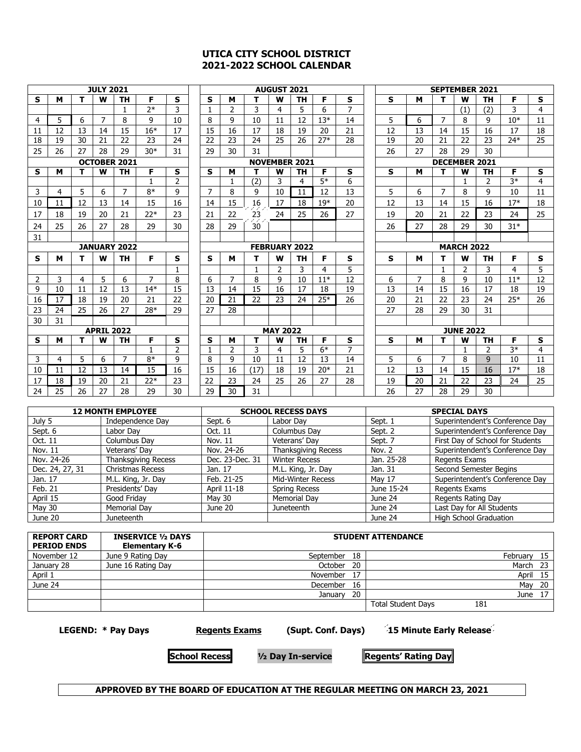# UTICA CITY SCHOOL DISTRICT
## 2021-2022 SCHOOL CALENDAR

**JULY 2021**

| S | M | T | W | TH | F | S |
|---|---|---|---|---|---|---|
| | | | | 1 | 2* | 3 |
| 4 | 5 | 6 | 7 | 8 | 9 | 10 |
| 11 | 12 | 13 | 14 | 15 | 16* | 17 |
| 18 | 19 | 30 | 21 | 22 | 23 | 24 |
| 25 | 26 | 27 | 28 | 29 | 30* | 31 |

**AUGUST 2021**

| S | M | T | W | TH | F | S |
|---|---|---|---|---|---|---|
| 1 | 2 | 3 | 4 | 5 | 6 | 7 |
| 8 | 9 | 10 | 11 | 12 | 13* | 14 |
| 15 | 16 | 17 | 18 | 19 | 20 | 21 |
| 22 | 23 | 24 | 25 | 26 | 27* | 28 |
| 29 | 30 | 31 | | | | |

**SEPTEMBER 2021**

| S | M | T | W | TH | F | S |
|---|---|---|---|---|---|---|
| | | | (1) | (2) | 3 | 4 |
| 5 | 6 | 7 | 8 | 9 | 10* | 11 |
| 12 | 13 | 14 | 15 | 16 | 17 | 18 |
| 19 | 20 | 21 | 22 | 23 | 24* | 25 |
| 26 | 27 | 28 | 29 | 30 | | |

**OCTOBER 2021**

| S | M | T | W | TH | F | S |
|---|---|---|---|---|---|---|
| | | | | | 1 | 2 |
| 3 | 4 | 5 | 6 | 7 | 8* | 9 |
| 10 | 11 | 12 | 13 | 14 | 15 | 16 |
| 17 | 18 | 19 | 20 | 21 | 22* | 23 |
| 24 | 25 | 26 | 27 | 28 | 29 | 30 |
| 31 | | | | | | |

**NOVEMBER 2021**

| S | M | T | W | TH | F | S |
|---|---|---|---|---|---|---|
| | 1 | (2) | 3 | 4 | 5* | 6 |
| 7 | 8 | 9 | 10 | 11 | 12 | 13 |
| 14 | 15 | 16 | 17 | 18 | 19* | 20 |
| 21 | 22 | 23 | 24 | 25 | 26 | 27 |
| 28 | 29 | 30 | | | | |

**DECEMBER 2021**

| S | M | T | W | TH | F | S |
|---|---|---|---|---|---|---|
| | | | 1 | 2 | 3* | 4 |
| 5 | 6 | 7 | 8 | 9 | 10 | 11 |
| 12 | 13 | 14 | 15 | 16 | 17* | 18 |
| 19 | 20 | 21 | 22 | 23 | 24 | 25 |
| 26 | 27 | 28 | 29 | 30 | 31* | |

**JANUARY 2022**

| S | M | T | W | TH | F | S |
|---|---|---|---|---|---|---|
| | | | | | | 1 |
| 2 | 3 | 4 | 5 | 6 | 7 | 8 |
| 9 | 10 | 11 | 12 | 13 | 14* | 15 |
| 16 | 17 | 18 | 19 | 20 | 21 | 22 |
| 23 | 24 | 25 | 26 | 27 | 28* | 29 |
| 30 | 31 | | | | | |

**FEBRUARY 2022**

| S | M | T | W | TH | F | S |
|---|---|---|---|---|---|---|
| | | 1 | 2 | 3 | 4 | 5 |
| 6 | 7 | 8 | 9 | 10 | 11* | 12 |
| 13 | 14 | 15 | 16 | 17 | 18 | 19 |
| 20 | 21 | 22 | 23 | 24 | 25* | 26 |
| 27 | 28 | | | | | |

**MARCH 2022**

| S | M | T | W | TH | F | S |
|---|---|---|---|---|---|---|
| | | 1 | 2 | 3 | 4 | 5 |
| 6 | 7 | 8 | 9 | 10 | 11* | 12 |
| 13 | 14 | 15 | 16 | 17 | 18 | 19 |
| 20 | 21 | 22 | 23 | 24 | 25* | 26 |
| 27 | 28 | 29 | 30 | 31 | | |

**APRIL 2022**

| S | M | T | W | TH | F | S |
|---|---|---|---|---|---|---|
| | | | | | 1 | 2 |
| 3 | 4 | 5 | 6 | 7 | 8* | 9 |
| 10 | 11 | 12 | 13 | 14 | 15 | 16 |
| 17 | 18 | 19 | 20 | 21 | 22* | 23 |
| 24 | 25 | 26 | 27 | 28 | 29 | 30 |

**MAY 2022**

| S | M | T | W | TH | F | S |
|---|---|---|---|---|---|---|
| 1 | 2 | 3 | 4 | 5 | 6* | 7 |
| 8 | 9 | 10 | 11 | 12 | 13 | 14 |
| 15 | 16 | (17) | 18 | 19 | 20* | 21 |
| 22 | 23 | 24 | 25 | 26 | 27 | 28 |
| 29 | 30 | 31 | | | | |

**JUNE 2022**

| S | M | T | W | TH | F | S |
|---|---|---|---|---|---|---|
| | | | 1 | 2 | 3* | 4 |
| 5 | 6 | 7 | 8 | 9 | 10 | 11 |
| 12 | 13 | 14 | 15 | 16 | 17* | 18 |
| 19 | 20 | 21 | 22 | 23 | 24 | 25 |
| 26 | 27 | 28 | 29 | 30 | | |

| 12 MONTH EMPLOYEE | | SCHOOL RECESS DAYS | | SPECIAL DAYS | |
|---|---|---|---|---|---|
| July 5 | Independence Day | Sept. 6 | Labor Day | Sept. 1 | Superintendent's Conference Day |
| Sept. 6 | Labor Day | Oct. 11 | Columbus Day | Sept. 2 | Superintendent's Conference Day |
| Oct. 11 | Columbus Day | Nov. 11 | Veterans' Day | Sept. 7 | First Day of School for Students |
| Nov. 11 | Veterans' Day | Nov. 24-26 | Thanksgiving Recess | Nov. 2 | Superintendent's Conference Day |
| Nov. 24-26 | Thanksgiving Recess | Dec. 23-Dec. 31 | Winter Recess | Jan. 25-28 | Regents Exams |
| Dec. 24, 27, 31 | Christmas Recess | Jan. 17 | M.L. King, Jr. Day | Jan. 31 | Second Semester Begins |
| Jan. 17 | M.L. King, Jr. Day | Feb. 21-25 | Mid-Winter Recess | May 17 | Superintendent's Conference Day |
| Feb. 21 | Presidents' Day | April 11-18 | Spring Recess | June 15-24 | Regents Exams |
| April 15 | Good Friday | May 30 | Memorial Day | June 24 | Regents Rating Day |
| May 30 | Memorial Day | June 20 | Juneteenth | June 24 | Last Day for All Students |
| June 20 | Juneteenth | | | June 24 | High School Graduation |

| REPORT CARD PERIOD ENDS | INSERVICE ½ DAYS Elementary K-6 | STUDENT ATTENDANCE | |
|---|---|---|---|
| November 12 | June 9 Rating Day | September 18 | February 15 |
| January 28 | June 16 Rating Day | October 20 | March 23 |
| April 1 | | November 17 | April 15 |
| June 24 | | December 16 | May 20 |
| | | January 20 | June 17 |
| | | | Total Student Days 181 |

**LEGEND: * Pay Days** | **Regents Exams** | **(Supt. Conf. Days)** | **15 Minute Early Release**

**School Recess** | **½ Day In-service** | **Regents' Rating Day**

**APPROVED BY THE BOARD OF EDUCATION AT THE REGULAR MEETING ON MARCH 23, 2021**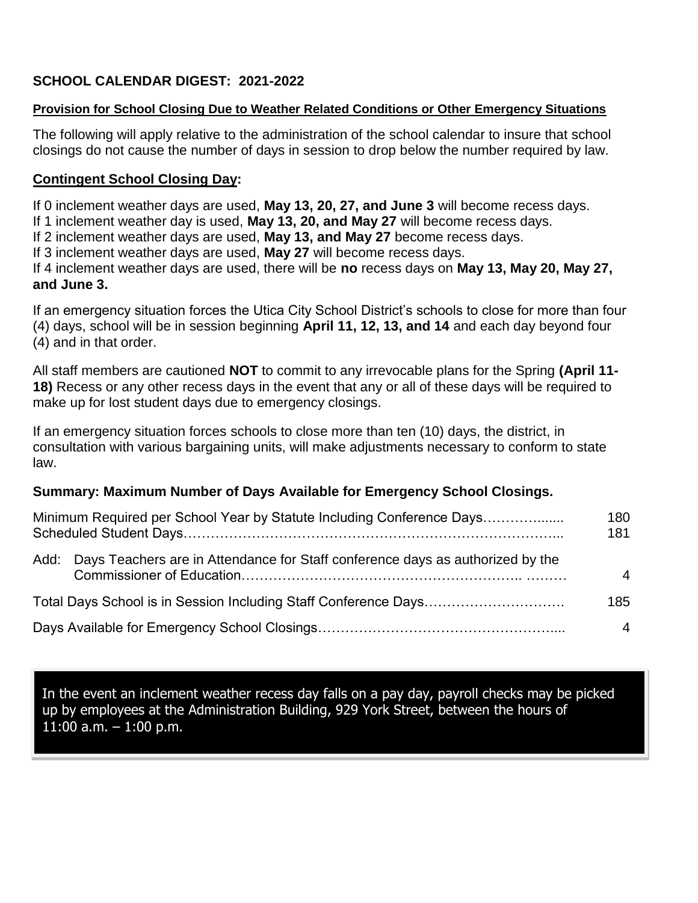## SCHOOL CALENDAR DIGEST: 2021-2022

**Provision for School Closing Due to Weather Related Conditions or Other Emergency Situations**

The following will apply relative to the administration of the school calendar to insure that school closings do not cause the number of days in session to drop below the number required by law.

### Contingent School Closing Day:

If 0 inclement weather days are used, **May 13, 20, 27, and June 3** will become recess days.
If 1 inclement weather day is used, **May 13, 20, and May 27** will become recess days.
If 2 inclement weather days are used, **May 13, and May 27** become recess days.
If 3 inclement weather days are used, **May 27** will become recess days.
If 4 inclement weather days are used, there will be **no** recess days on **May 13, May 20, May 27, and June 3.**

If an emergency situation forces the Utica City School District's schools to close for more than four (4) days, school will be in session beginning **April 11, 12, 13, and 14** and each day beyond four (4) and in that order.

All staff members are cautioned **NOT** to commit to any irrevocable plans for the Spring **(April 11-18)** Recess or any other recess days in the event that any or all of these days will be required to make up for lost student days due to emergency closings.

If an emergency situation forces schools to close more than ten (10) days, the district, in consultation with various bargaining units, will make adjustments necessary to conform to state law.

### Summary: Maximum Number of Days Available for Emergency School Closings.

| | |
|---|---|
| Minimum Required per School Year by Statute Including Conference Days | 180 |
| Scheduled Student Days | 181 |
| Add: Days Teachers are in Attendance for Staff conference days as authorized by the Commissioner of Education | 4 |
| Total Days School is in Session Including Staff Conference Days | 185 |
| Days Available for Emergency School Closings | 4 |

In the event an inclement weather recess day falls on a pay day, payroll checks may be picked up by employees at the Administration Building, 929 York Street, between the hours of 11:00 a.m. – 1:00 p.m.